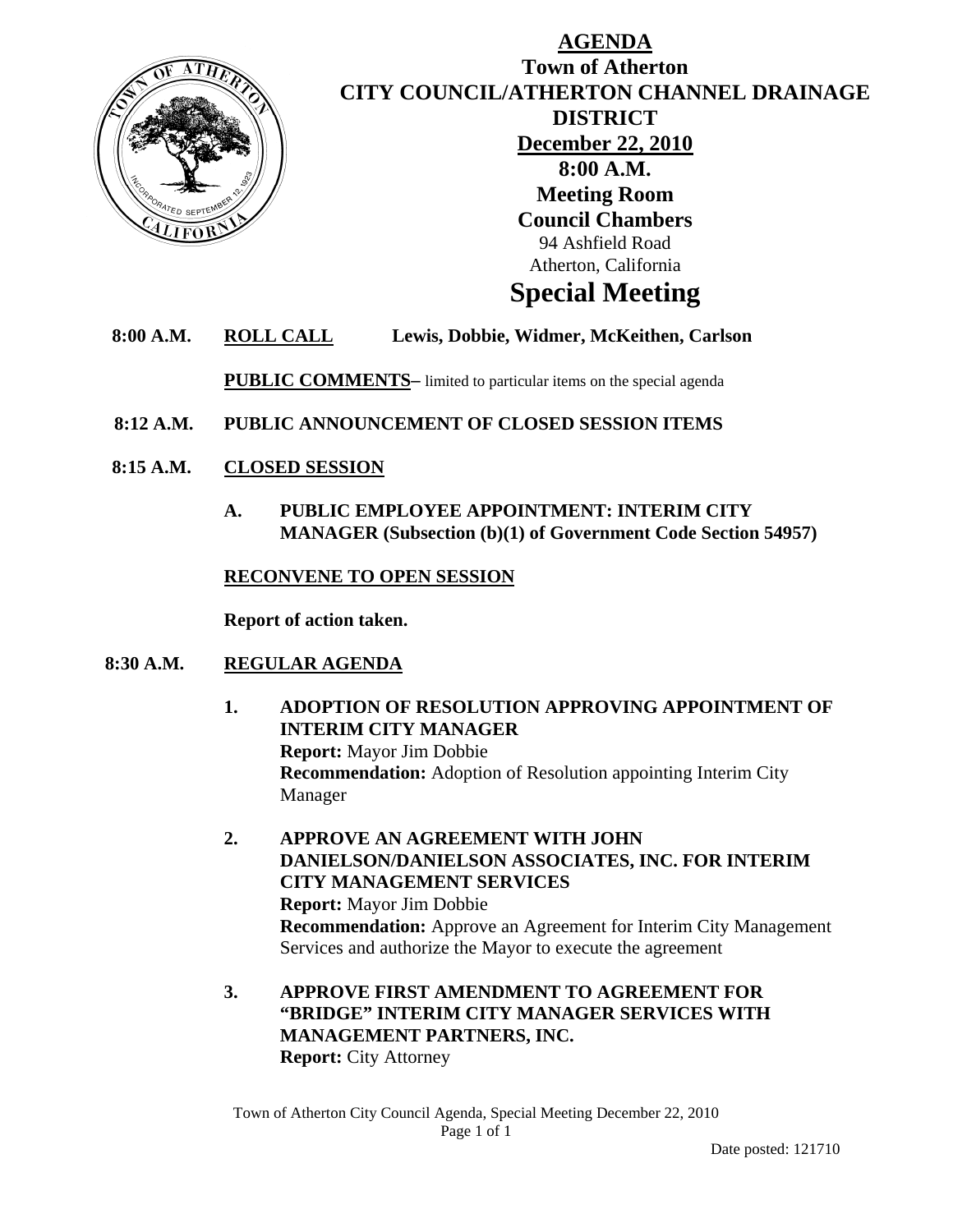# AGENDA

## Town of Atherton
## CITY COUNCIL/ATHERTON CHANNEL DRAINAGE DISTRICT
## December 22, 2010
## 8:00 A.M.
## Meeting Room
## Council Chambers

94 Ashfield Road
Atherton, California

# Special Meeting

**8:00 A.M.** **ROLL CALL** **Lewis, Dobbie, Widmer, McKeithen, Carlson**

**PUBLIC COMMENTS**– limited to particular items on the special agenda

**8:12 A.M.** **PUBLIC ANNOUNCEMENT OF CLOSED SESSION ITEMS**

**8:15 A.M.** **CLOSED SESSION**

**A. PUBLIC EMPLOYEE APPOINTMENT: INTERIM CITY MANAGER (Subsection (b)(1) of Government Code Section 54957)**

**RECONVENE TO OPEN SESSION**

**Report of action taken.**

**8:30 A.M.** **REGULAR AGENDA**

1. **ADOPTION OF RESOLUTION APPROVING APPOINTMENT OF INTERIM CITY MANAGER**
   **Report:** Mayor Jim Dobbie
   **Recommendation:** Adoption of Resolution appointing Interim City Manager

2. **APPROVE AN AGREEMENT WITH JOHN DANIELSON/DANIELSON ASSOCIATES, INC. FOR INTERIM CITY MANAGEMENT SERVICES**
   **Report:** Mayor Jim Dobbie
   **Recommendation:** Approve an Agreement for Interim City Management Services and authorize the Mayor to execute the agreement

3. **APPROVE FIRST AMENDMENT TO AGREEMENT FOR "BRIDGE" INTERIM CITY MANAGER SERVICES WITH MANAGEMENT PARTNERS, INC.**
   **Report:** City Attorney

Date posted: 121710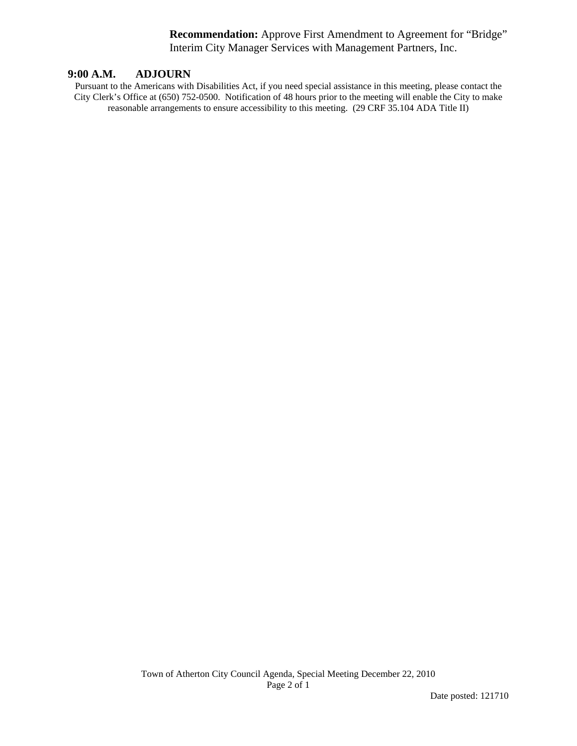**Recommendation:** Approve First Amendment to Agreement for “Bridge” Interim City Manager Services with Management Partners, Inc.

## 9:00 A.M. ADJOURN

Pursuant to the Americans with Disabilities Act, if you need special assistance in this meeting, please contact the City Clerk’s Office at (650) 752-0500. Notification of 48 hours prior to the meeting will enable the City to make reasonable arrangements to ensure accessibility to this meeting. (29 CRF 35.104 ADA Title II)

Date posted: 121710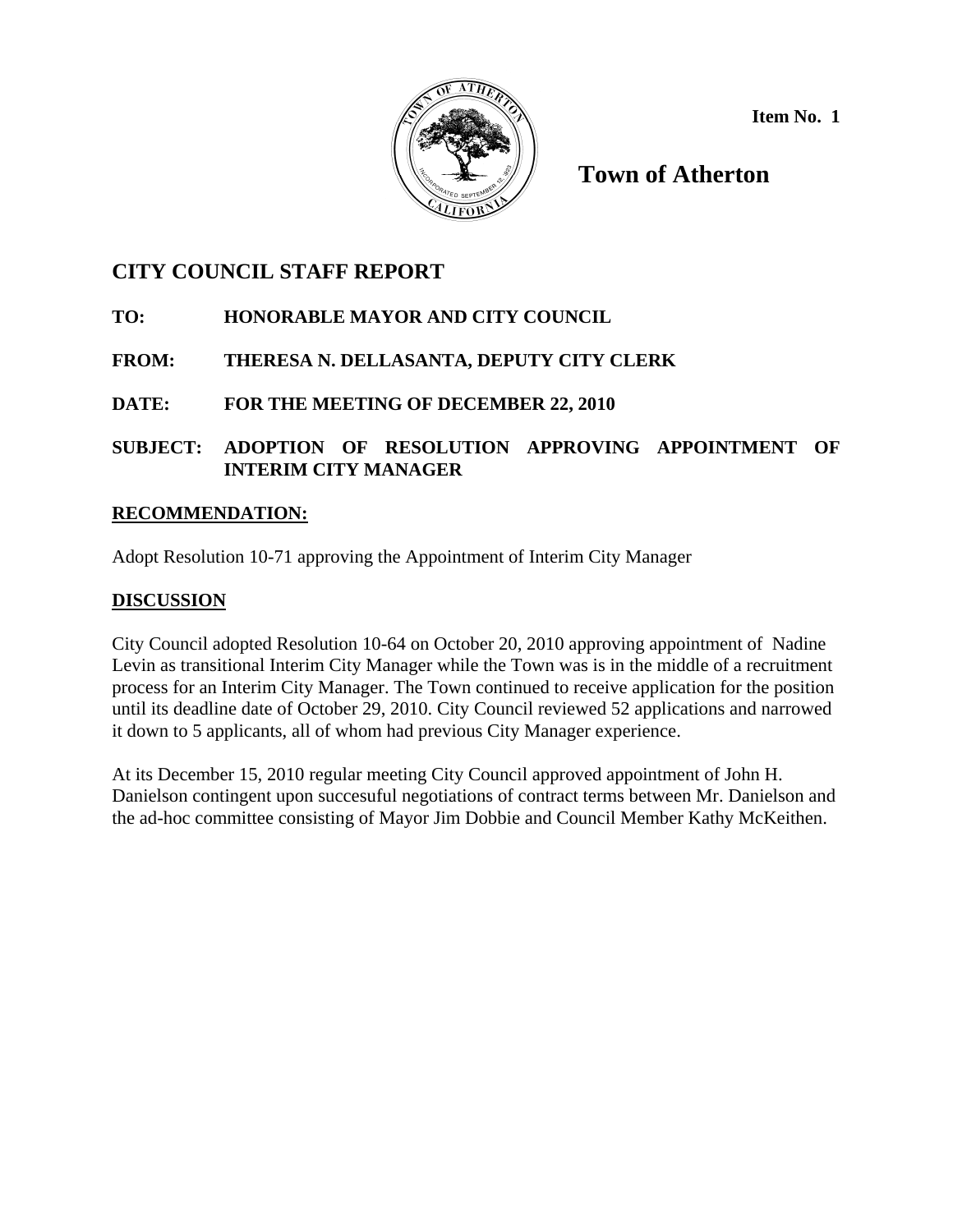**Item No. 1**

# Town of Atherton

## CITY COUNCIL STAFF REPORT

**TO:** **HONORABLE MAYOR AND CITY COUNCIL**

**FROM:** **THERESA N. DELLASANTA, DEPUTY CITY CLERK**

**DATE:** **FOR THE MEETING OF DECEMBER 22, 2010**

**SUBJECT:** **ADOPTION OF RESOLUTION APPROVING APPOINTMENT OF INTERIM CITY MANAGER**

### RECOMMENDATION:

Adopt Resolution 10-71 approving the Appointment of Interim City Manager

### DISCUSSION

City Council adopted Resolution 10-64 on October 20, 2010 approving appointment of Nadine Levin as transitional Interim City Manager while the Town was is in the middle of a recruitment process for an Interim City Manager. The Town continued to receive application for the position until its deadline date of October 29, 2010. City Council reviewed 52 applications and narrowed it down to 5 applicants, all of whom had previous City Manager experience.

At its December 15, 2010 regular meeting City Council approved appointment of John H. Danielson contingent upon succesuful negotiations of contract terms between Mr. Danielson and the ad-hoc committee consisting of Mayor Jim Dobbie and Council Member Kathy McKeithen.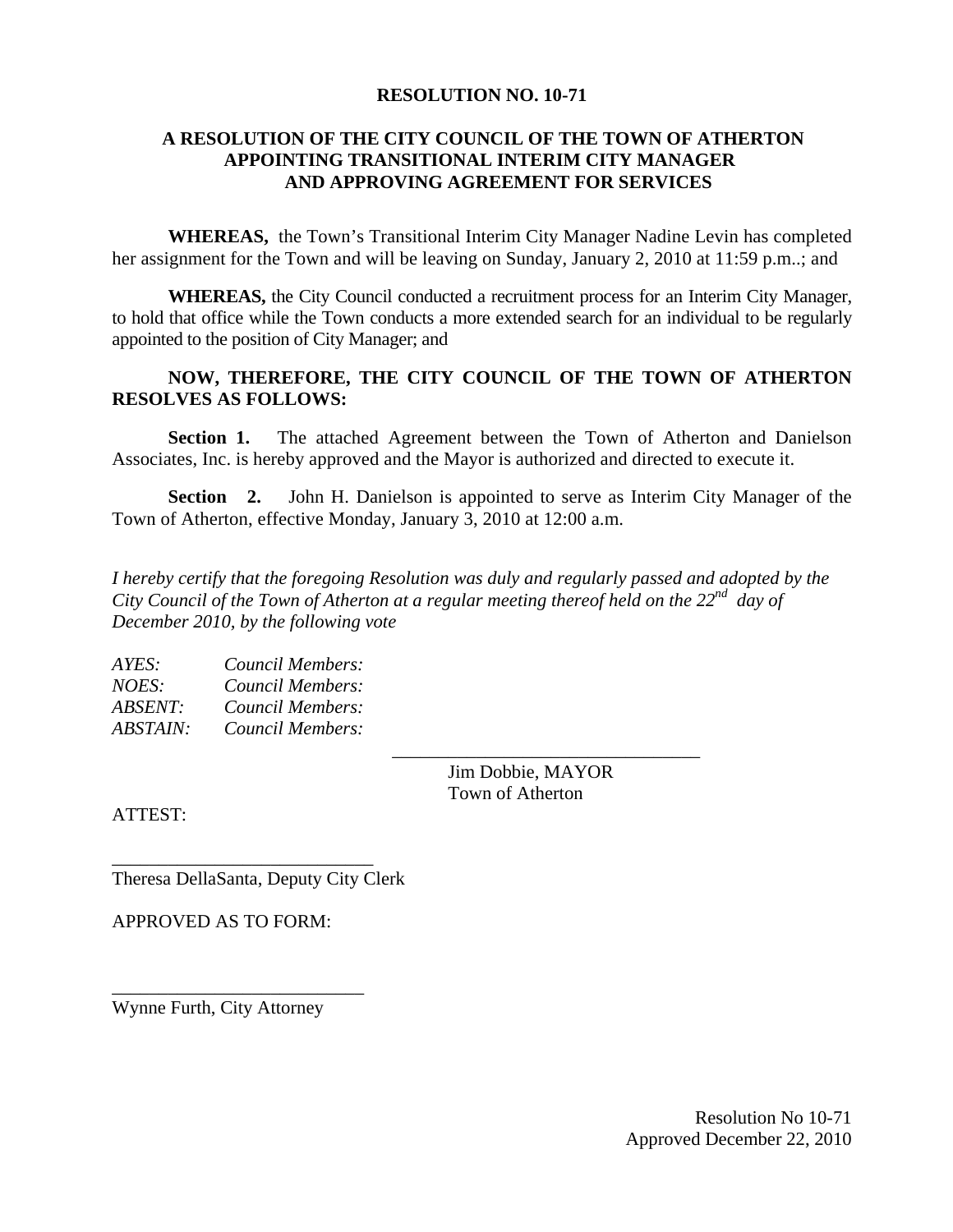**RESOLUTION NO. 10-71**

**A RESOLUTION OF THE CITY COUNCIL OF THE TOWN OF ATHERTON APPOINTING TRANSITIONAL INTERIM CITY MANAGER AND APPROVING AGREEMENT FOR SERVICES**

**WHEREAS,** the Town's Transitional Interim City Manager Nadine Levin has completed her assignment for the Town and will be leaving on Sunday, January 2, 2010 at 11:59 p.m..; and

**WHEREAS,** the City Council conducted a recruitment process for an Interim City Manager, to hold that office while the Town conducts a more extended search for an individual to be regularly appointed to the position of City Manager; and

**NOW, THEREFORE, THE CITY COUNCIL OF THE TOWN OF ATHERTON RESOLVES AS FOLLOWS:**

**Section 1.** The attached Agreement between the Town of Atherton and Danielson Associates, Inc. is hereby approved and the Mayor is authorized and directed to execute it.

**Section 2.** John H. Danielson is appointed to serve as Interim City Manager of the Town of Atherton, effective Monday, January 3, 2010 at 12:00 a.m.

*I hereby certify that the foregoing Resolution was duly and regularly passed and adopted by the City Council of the Town of Atherton at a regular meeting thereof held on the 22nd day of December 2010, by the following vote*

*AYES: Council Members:*
*NOES: Council Members:*
*ABSENT: Council Members:*
*ABSTAIN: Council Members:*

\_\_\_\_\_\_\_\_\_\_\_\_\_\_\_\_\_\_\_\_\_\_\_\_\_\_\_\_\_\_\_\_
Jim Dobbie, MAYOR
Town of Atherton

ATTEST:

\_\_\_\_\_\_\_\_\_\_\_\_\_\_\_\_\_\_\_\_\_\_\_\_\_\_\_\_
Theresa DellaSanta, Deputy City Clerk

APPROVED AS TO FORM:

\_\_\_\_\_\_\_\_\_\_\_\_\_\_\_\_\_\_\_\_\_\_\_\_\_\_\_\_
Wynne Furth, City Attorney

Resolution No 10-71
Approved December 22, 2010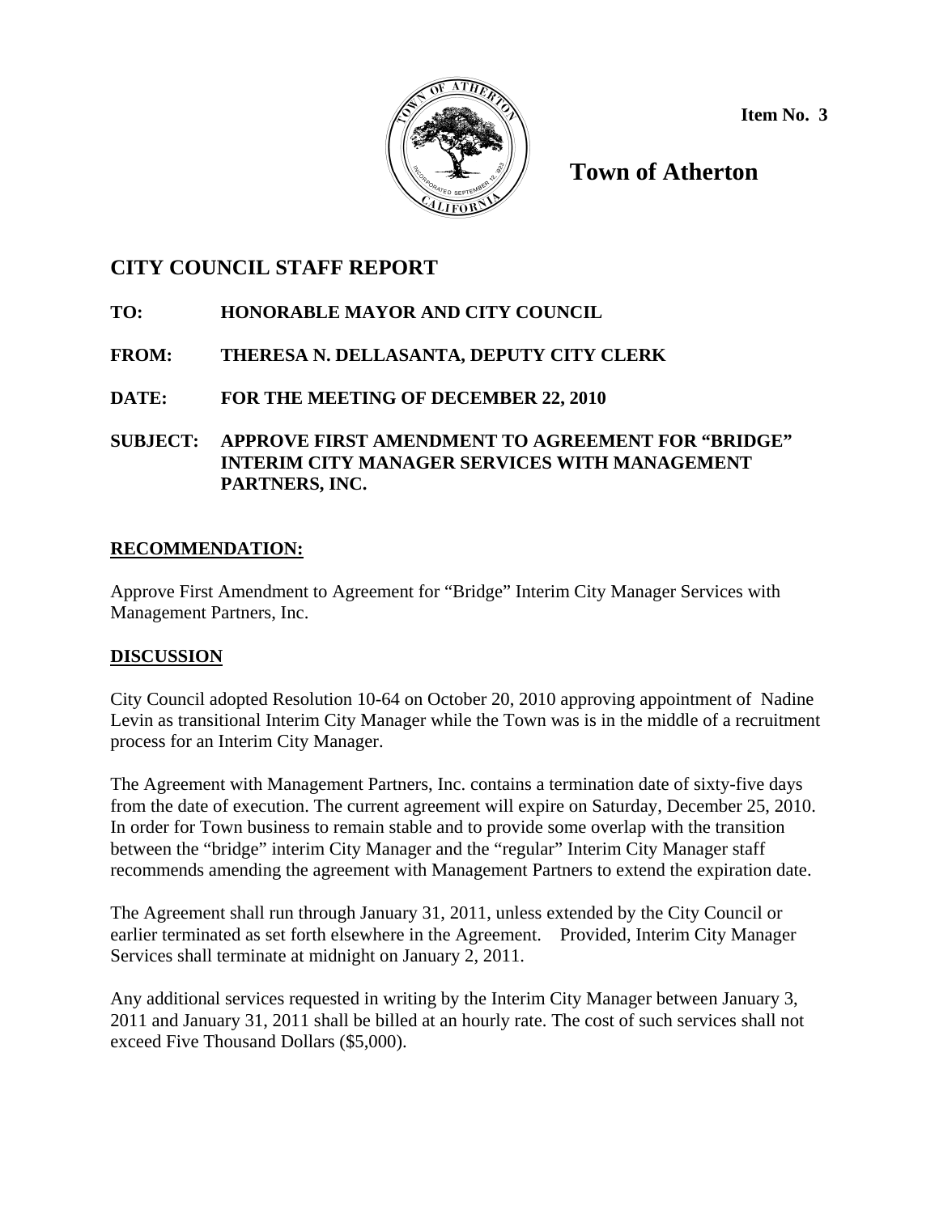**Item No. 3**

# Town of Atherton

## CITY COUNCIL STAFF REPORT

**TO: HONORABLE MAYOR AND CITY COUNCIL**

**FROM: THERESA N. DELLASANTA, DEPUTY CITY CLERK**

**DATE: FOR THE MEETING OF DECEMBER 22, 2010**

**SUBJECT: APPROVE FIRST AMENDMENT TO AGREEMENT FOR "BRIDGE" INTERIM CITY MANAGER SERVICES WITH MANAGEMENT PARTNERS, INC.**

### RECOMMENDATION:

Approve First Amendment to Agreement for "Bridge" Interim City Manager Services with Management Partners, Inc.

### DISCUSSION

City Council adopted Resolution 10-64 on October 20, 2010 approving appointment of Nadine Levin as transitional Interim City Manager while the Town was is in the middle of a recruitment process for an Interim City Manager.

The Agreement with Management Partners, Inc. contains a termination date of sixty-five days from the date of execution. The current agreement will expire on Saturday, December 25, 2010. In order for Town business to remain stable and to provide some overlap with the transition between the "bridge" interim City Manager and the "regular" Interim City Manager staff recommends amending the agreement with Management Partners to extend the expiration date.

The Agreement shall run through January 31, 2011, unless extended by the City Council or earlier terminated as set forth elsewhere in the Agreement. Provided, Interim City Manager Services shall terminate at midnight on January 2, 2011.

Any additional services requested in writing by the Interim City Manager between January 3, 2011 and January 31, 2011 shall be billed at an hourly rate. The cost of such services shall not exceed Five Thousand Dollars ($5,000).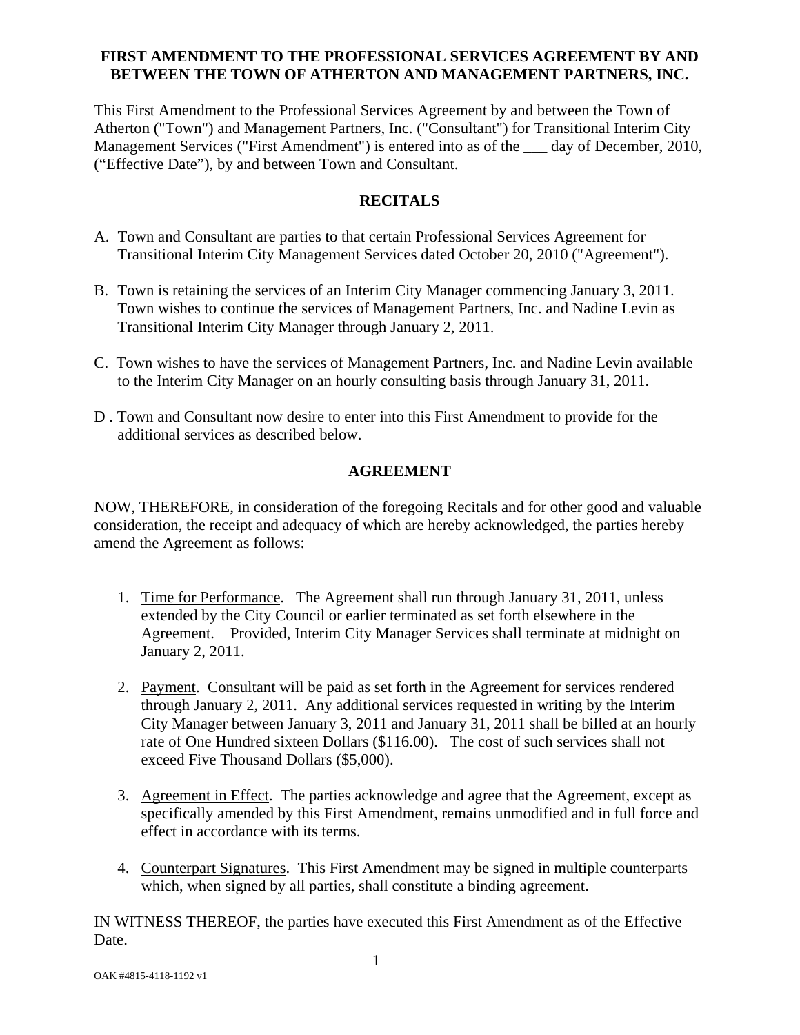**FIRST AMENDMENT TO THE PROFESSIONAL SERVICES AGREEMENT BY AND BETWEEN THE TOWN OF ATHERTON AND MANAGEMENT PARTNERS, INC.**

This First Amendment to the Professional Services Agreement by and between the Town of Atherton ("Town") and Management Partners, Inc. ("Consultant") for Transitional Interim City Management Services ("First Amendment") is entered into as of the ___ day of December, 2010, ("Effective Date"), by and between Town and Consultant.

## RECITALS

A. Town and Consultant are parties to that certain Professional Services Agreement for Transitional Interim City Management Services dated October 20, 2010 ("Agreement").

B. Town is retaining the services of an Interim City Manager commencing January 3, 2011. Town wishes to continue the services of Management Partners, Inc. and Nadine Levin as Transitional Interim City Manager through January 2, 2011.

C. Town wishes to have the services of Management Partners, Inc. and Nadine Levin available to the Interim City Manager on an hourly consulting basis through January 31, 2011.

D . Town and Consultant now desire to enter into this First Amendment to provide for the additional services as described below.

## AGREEMENT

NOW, THEREFORE, in consideration of the foregoing Recitals and for other good and valuable consideration, the receipt and adequacy of which are hereby acknowledged, the parties hereby amend the Agreement as follows:

1. Time for Performance. The Agreement shall run through January 31, 2011, unless extended by the City Council or earlier terminated as set forth elsewhere in the Agreement. Provided, Interim City Manager Services shall terminate at midnight on January 2, 2011.

2. Payment. Consultant will be paid as set forth in the Agreement for services rendered through January 2, 2011. Any additional services requested in writing by the Interim City Manager between January 3, 2011 and January 31, 2011 shall be billed at an hourly rate of One Hundred sixteen Dollars ($116.00). The cost of such services shall not exceed Five Thousand Dollars ($5,000).

3. Agreement in Effect. The parties acknowledge and agree that the Agreement, except as specifically amended by this First Amendment, remains unmodified and in full force and effect in accordance with its terms.

4. Counterpart Signatures. This First Amendment may be signed in multiple counterparts which, when signed by all parties, shall constitute a binding agreement.

IN WITNESS THEREOF, the parties have executed this First Amendment as of the Effective Date.

OAK #4815-4118-1192 v1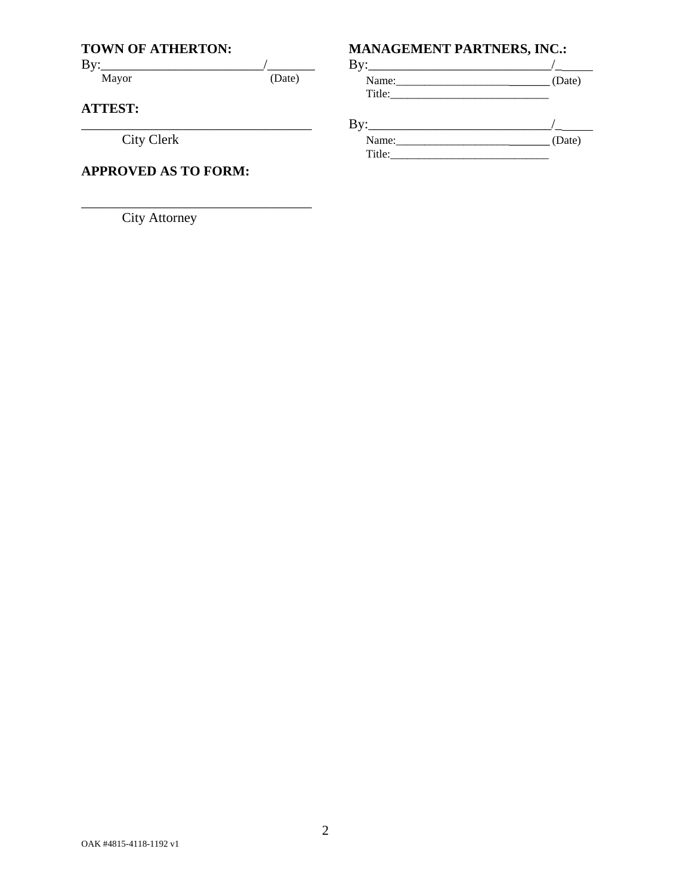**TOWN OF ATHERTON:**

By:_________________________/________
Mayor (Date)

**ATTEST:**

___________________________________
City Clerk

**APPROVED AS TO FORM:**

___________________________________
City Attorney

**MANAGEMENT PARTNERS, INC.:**

By:____________________________/______
Name:___________________________ (Date)
Title:____________________________

By:____________________________/______
Name:___________________________ (Date)
Title:____________________________

OAK #4815-4118-1192 v1